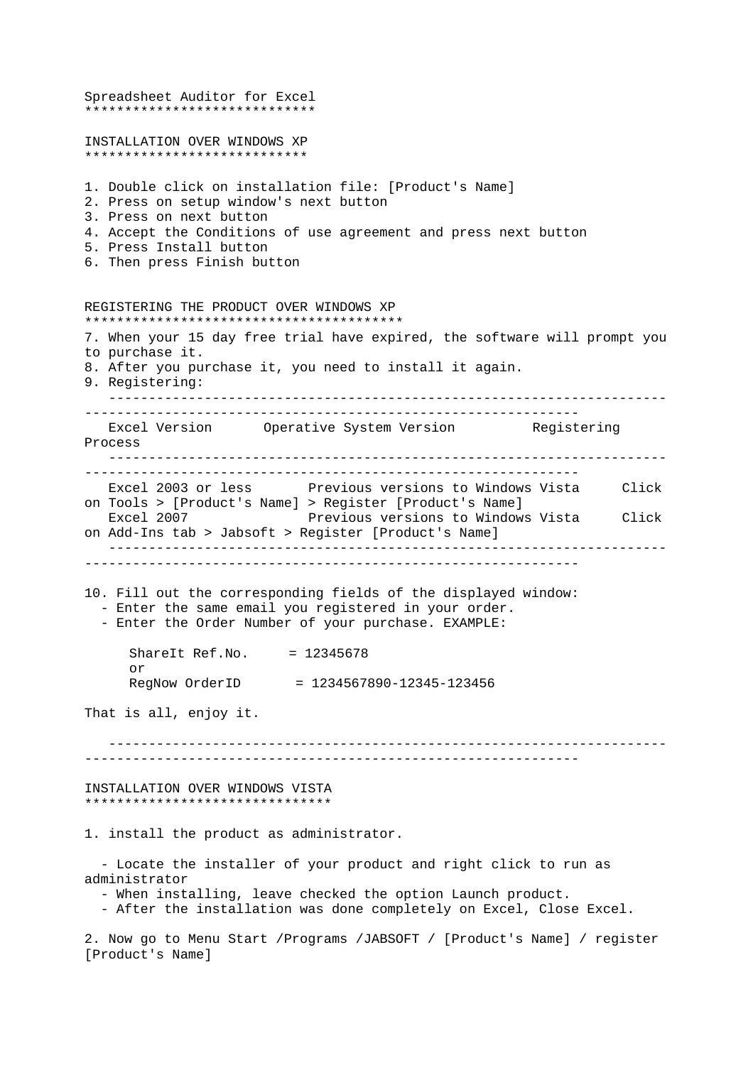# Spreadsheet Auditor for Excel

## INSTALLATION OVER WINDOWS XP

1. Double click on installation file: [Product's Name]
2. Press on setup window's next button
3. Press on next button
4. Accept the Conditions of use agreement and press next button
5. Press Install button
6. Then press Finish button

## REGISTERING THE PRODUCT OVER WINDOWS XP

7. When your 15 day free trial have expired, the software will prompt you to purchase it.
8. After you purchase it, you need to install it again.
9. Registering:

| Excel Version | Operative System Version | Registering Process |
| --- | --- | --- |
| Excel 2003 or less | Previous versions to Windows Vista | Click on Tools > [Product's Name] > Register [Product's Name] |
| Excel 2007 | Previous versions to Windows Vista | Click on Add-Ins tab > Jabsoft > Register [Product's Name] |

10. Fill out the corresponding fields of the displayed window:
    - Enter the same email you registered in your order.
    - Enter the Order Number of your purchase. EXAMPLE:

```
ShareIt Ref.No.     = 12345678
or
RegNow OrderID      = 1234567890-12345-123456
```

That is all, enjoy it.

---

## INSTALLATION OVER WINDOWS VISTA

1. install the product as administrator.

   - Locate the installer of your product and right click to run as administrator
   - When installing, leave checked the option Launch product.
   - After the installation was done completely on Excel, Close Excel.

2. Now go to Menu Start /Programs /JABSOFT / [Product's Name] / register [Product's Name]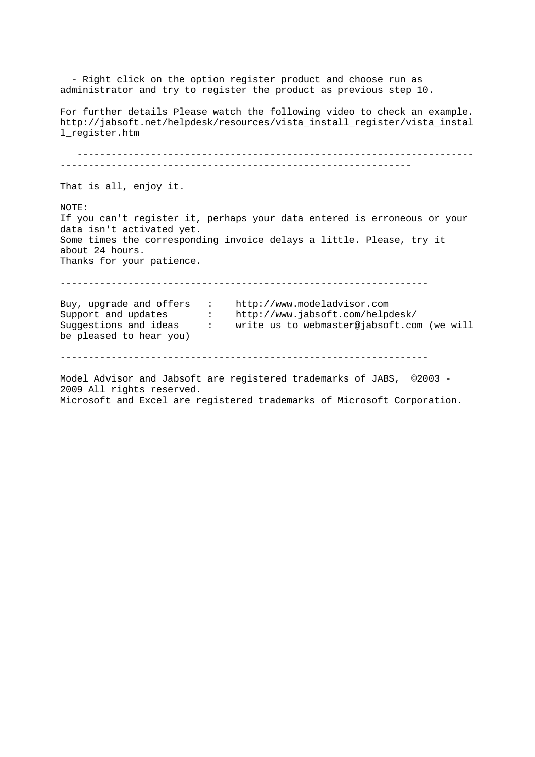- Right click on the option register product and choose run as administrator and try to register the product as previous step 10.

For further details Please watch the following video to check an example.
http://jabsoft.net/helpdesk/resources/vista_install_register/vista_install_register.htm

---

That is all, enjoy it.

NOTE:
If you can't register it, perhaps your data entered is erroneous or your data isn't activated yet.
Some times the corresponding invoice delays a little. Please, try it about 24 hours.
Thanks for your patience.

---

Buy, upgrade and offers : http://www.modeladvisor.com
Support and updates : http://www.jabsoft.com/helpdesk/
Suggestions and ideas : write us to webmaster@jabsoft.com (we will be pleased to hear you)

---

Model Advisor and Jabsoft are registered trademarks of JABS, ©2003 - 2009 All rights reserved.
Microsoft and Excel are registered trademarks of Microsoft Corporation.